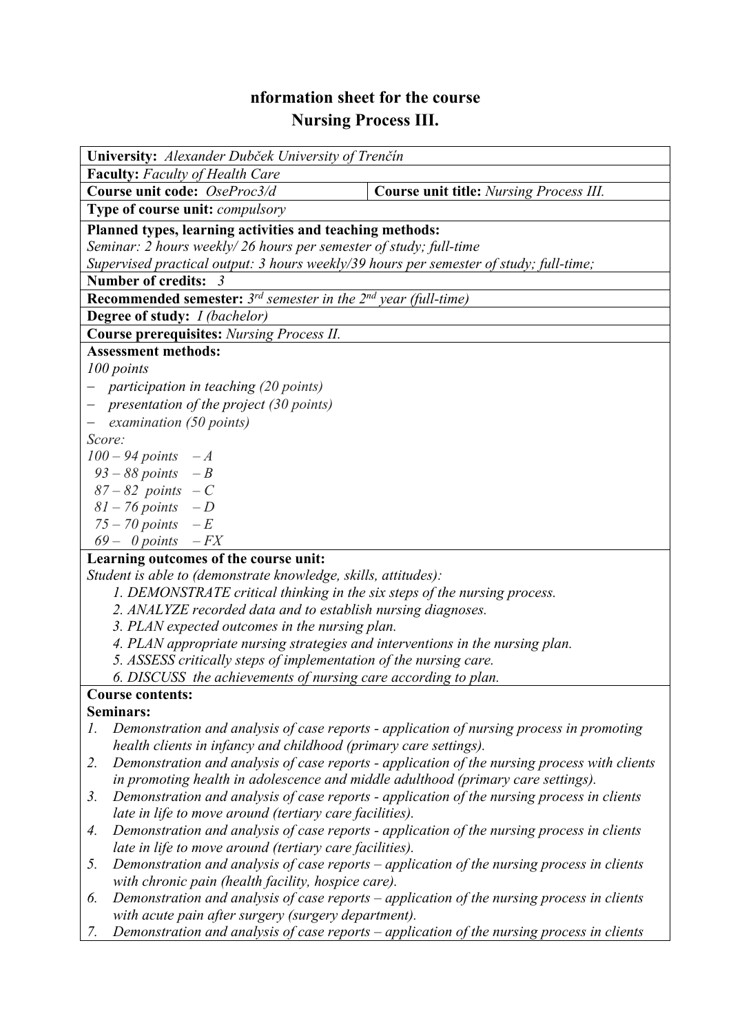# nformation sheet for the course
# Nursing Process III.

**University:** *Alexander Dubček University of Trenčín*

**Faculty:** *Faculty of Health Care*

| **Course unit code:** *OseProc3/d* | **Course unit title:** *Nursing Process III.* |
|---|---|

**Type of course unit:** *compulsory*

**Planned types, learning activities and teaching methods:**
*Seminar: 2 hours weekly/ 26 hours per semester of study; full-time*
*Supervised practical output: 3 hours weekly/39 hours per semester of study; full-time;*

**Number of credits:** *3*

**Recommended semester:** *3rd semester in the 2nd year (full-time)*

**Degree of study:** *I (bachelor)*

**Course prerequisites:** *Nursing Process II.*

**Assessment methods:**
*100 points*
- *participation in teaching (20 points)*
- *presentation of the project (30 points)*
- *examination (50 points)*

*Score:*
*100 – 94 points – A*
*93 – 88 points – B*
*87 – 82 points – C*
*81 – 76 points – D*
*75 – 70 points – E*
*69 – 0 points – FX*

**Learning outcomes of the course unit:**
*Student is able to (demonstrate knowledge, skills, attitudes):*
1. *DEMONSTRATE critical thinking in the six steps of the nursing process.*
2. *ANALYZE recorded data and to establish nursing diagnoses.*
3. *PLAN expected outcomes in the nursing plan.*
4. *PLAN appropriate nursing strategies and interventions in the nursing plan.*
5. *ASSESS critically steps of implementation of the nursing care.*
6. *DISCUSS the achievements of nursing care according to plan.*

**Course contents:**
**Seminars:**
1. *Demonstration and analysis of case reports - application of nursing process in promoting health clients in infancy and childhood (primary care settings).*
2. *Demonstration and analysis of case reports - application of the nursing process with clients in promoting health in adolescence and middle adulthood (primary care settings).*
3. *Demonstration and analysis of case reports - application of the nursing process in clients late in life to move around (tertiary care facilities).*
4. *Demonstration and analysis of case reports - application of the nursing process in clients late in life to move around (tertiary care facilities).*
5. *Demonstration and analysis of case reports – application of the nursing process in clients with chronic pain (health facility, hospice care).*
6. *Demonstration and analysis of case reports – application of the nursing process in clients with acute pain after surgery (surgery department).*
7. *Demonstration and analysis of case reports – application of the nursing process in clients*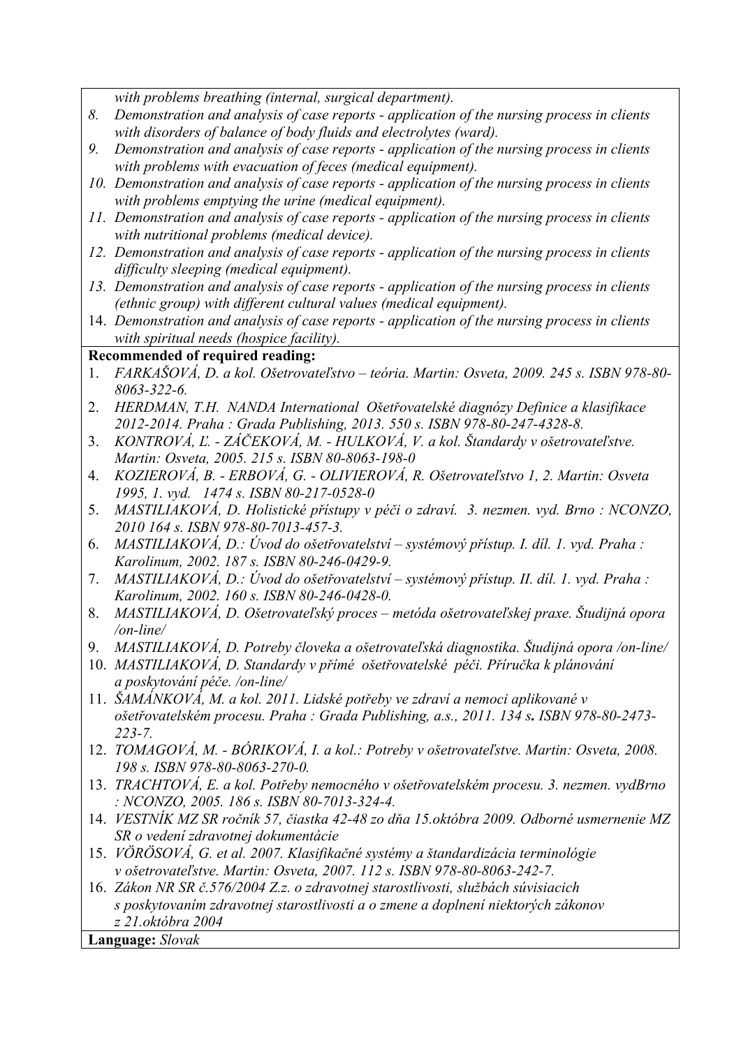*with problems breathing (internal, surgical department).*

8. *Demonstration and analysis of case reports - application of the nursing process in clients with disorders of balance of body fluids and electrolytes (ward).*
9. *Demonstration and analysis of case reports - application of the nursing process in clients with problems with evacuation of feces (medical equipment).*
10. *Demonstration and analysis of case reports - application of the nursing process in clients with problems emptying the urine (medical equipment).*
11. *Demonstration and analysis of case reports - application of the nursing process in clients with nutritional problems (medical device).*
12. *Demonstration and analysis of case reports - application of the nursing process in clients difficulty sleeping (medical equipment).*
13. *Demonstration and analysis of case reports - application of the nursing process in clients (ethnic group) with different cultural values (medical equipment).*
14. *Demonstration and analysis of case reports - application of the nursing process in clients with spiritual needs (hospice facility).*

**Recommended of required reading:**

1. *FARKAŠOVÁ, D. a kol. Ošetrovateľstvo – teória. Martin: Osveta, 2009. 245 s. ISBN 978-80-8063-322-6.*
2. *HERDMAN, T.H. NANDA International Ošetřovatelské diagnózy Definice a klasifikace 2012-2014. Praha : Grada Publishing, 2013. 550 s. ISBN 978-80-247-4328-8.*
3. *KONTROVÁ, Ľ. - ZÁČEKOVÁ, M. - HULKOVÁ, V. a kol. Štandardy v ošetrovateľstve. Martin: Osveta, 2005. 215 s. ISBN 80-8063-198-0*
4. *KOZIEROVÁ, B. - ERBOVÁ, G. - OLIVIEROVÁ, R. Ošetrovateľstvo 1, 2. Martin: Osveta 1995, 1. vyd. 1474 s. ISBN 80-217-0528-0*
5. *MASTILIAKOVÁ, D. Holistické přístupy v péči o zdraví. 3. nezmen. vyd. Brno : NCONZO, 2010 164 s. ISBN 978-80-7013-457-3.*
6. *MASTILIAKOVÁ, D.: Úvod do ošetřovatelství – systémový přístup. I. díl. 1. vyd. Praha : Karolinum, 2002. 187 s. ISBN 80-246-0429-9.*
7. *MASTILIAKOVÁ, D.: Úvod do ošetřovatelství – systémový přístup. II. díl. 1. vyd. Praha : Karolinum, 2002. 160 s. ISBN 80-246-0428-0.*
8. *MASTILIAKOVÁ, D. Ošetrovateľský proces – metóda ošetrovateľskej praxe. Študijná opora /on-line/*
9. *MASTILIAKOVÁ, D. Potreby človeka a ošetrovateľská diagnostika. Študijná opora /on-line/*
10. *MASTILIAKOVÁ, D. Standardy v přímé ošetřovatelské péči. Příručka k plánování a poskytování péče. /on-line/*
11. *ŠAMÁNKOVÁ, M. a kol. 2011. Lidské potřeby ve zdraví a nemoci aplikované v ošetřovatelském procesu. Praha : Grada Publishing, a.s., 2011. 134 s. ISBN 978-80-2473-223-7.*
12. *TOMAGOVÁ, M. - BÓRIKOVÁ, I. a kol.: Potreby v ošetrovateľstve. Martin: Osveta, 2008. 198 s. ISBN 978-80-8063-270-0.*
13. *TRACHTOVÁ, E. a kol. Potřeby nemocného v ošetřovatelském procesu. 3. nezmen. vydBrno : NCONZO, 2005. 186 s. ISBN 80-7013-324-4.*
14. *VESTNÍK MZ SR ročník 57, čiastka 42-48 zo dňa 15.októbra 2009. Odborné usmernenie MZ SR o vedení zdravotnej dokumentácie*
15. *VÖRÖSOVÁ, G. et al. 2007. Klasifikačné systémy a štandardizácia terminológie v ošetrovateľstve. Martin: Osveta, 2007. 112 s. ISBN 978-80-8063-242-7.*
16. *Zákon NR SR č.576/2004 Z.z. o zdravotnej starostlivosti, službách súvisiacich s poskytovaním zdravotnej starostlivosti a o zmene a doplnení niektorých zákonov z 21.októbra 2004*

**Language:** *Slovak*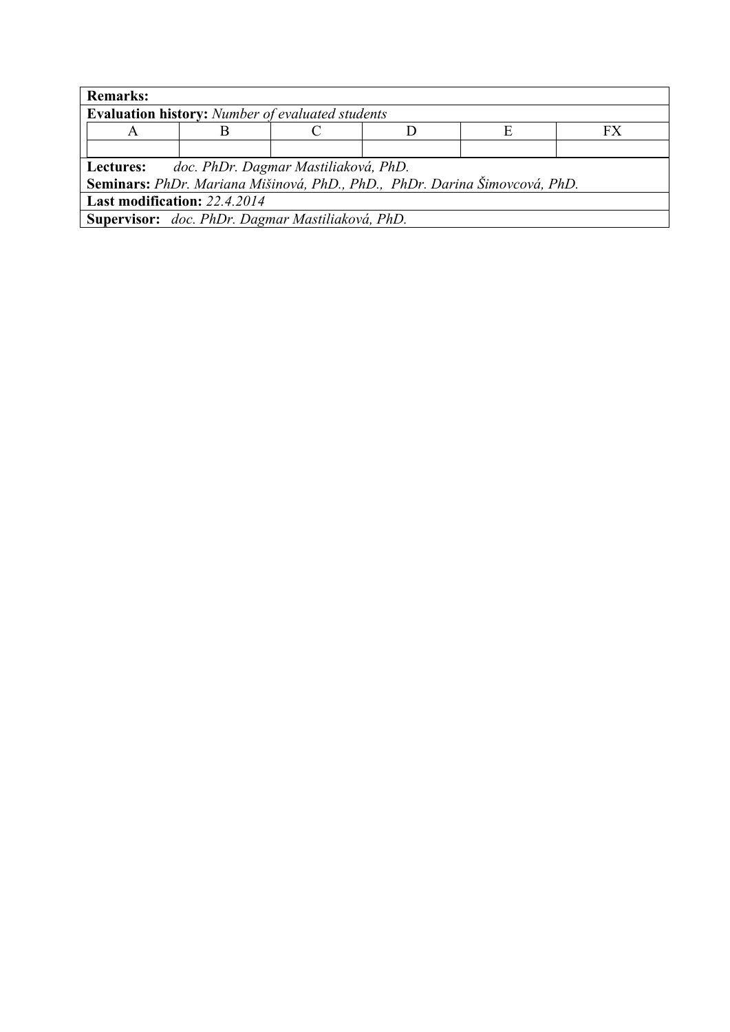**Remarks:**

**Evaluation history:** *Number of evaluated students*

| A | B | C | D | E | FX |
|---|---|---|---|---|---|
| | | | | | |

**Lectures:** *doc. PhDr. Dagmar Mastiliaková, PhD.*

**Seminars:** *PhDr. Mariana Mišinová, PhD., PhD., PhDr. Darina Šimovcová, PhD.*

**Last modification:** *22.4.2014*

**Supervisor:** *doc. PhDr. Dagmar Mastiliaková, PhD.*